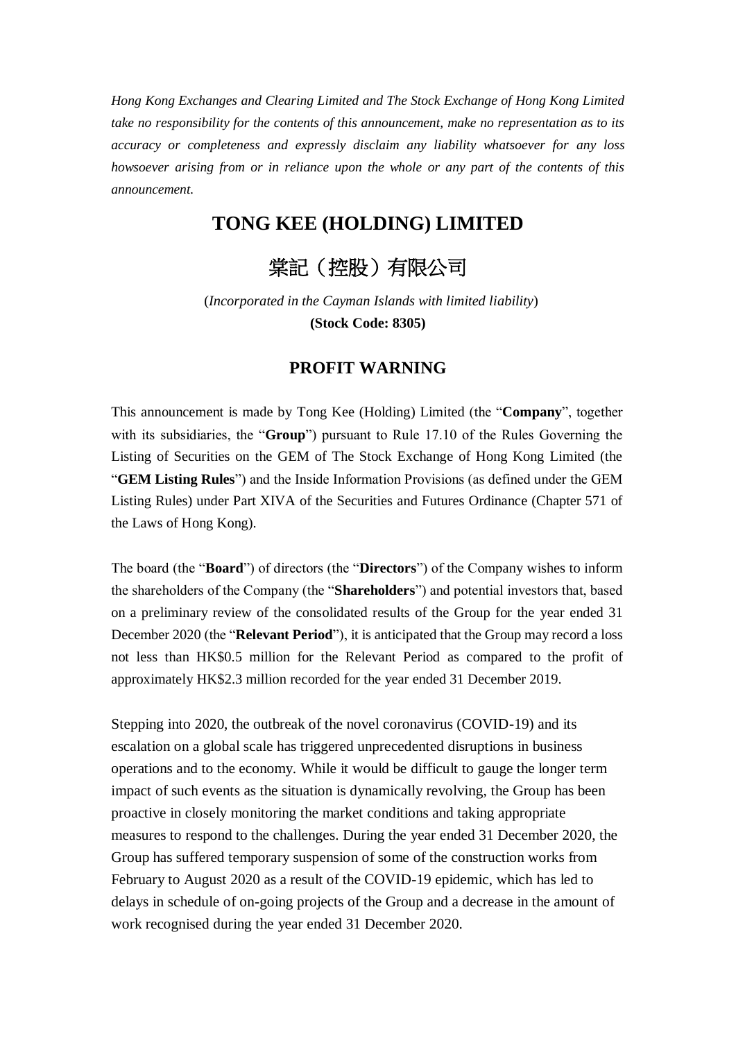*Hong Kong Exchanges and Clearing Limited and The Stock Exchange of Hong Kong Limited take no responsibility for the contents of this announcement, make no representation as to its accuracy or completeness and expressly disclaim any liability whatsoever for any loss howsoever arising from or in reliance upon the whole or any part of the contents of this announcement.*

# TONG KEE (HOLDING) LIMITED

# 棠記（控股）有限公司

(*Incorporated in the Cayman Islands with limited liability*)

**(Stock Code: 8305)**

## PROFIT WARNING

This announcement is made by Tong Kee (Holding) Limited (the "**Company**", together with its subsidiaries, the "**Group**") pursuant to Rule 17.10 of the Rules Governing the Listing of Securities on the GEM of The Stock Exchange of Hong Kong Limited (the "**GEM Listing Rules**") and the Inside Information Provisions (as defined under the GEM Listing Rules) under Part XIVA of the Securities and Futures Ordinance (Chapter 571 of the Laws of Hong Kong).

The board (the "**Board**") of directors (the "**Directors**") of the Company wishes to inform the shareholders of the Company (the "**Shareholders**") and potential investors that, based on a preliminary review of the consolidated results of the Group for the year ended 31 December 2020 (the "**Relevant Period**"), it is anticipated that the Group may record a loss not less than HK$0.5 million for the Relevant Period as compared to the profit of approximately HK$2.3 million recorded for the year ended 31 December 2019.

Stepping into 2020, the outbreak of the novel coronavirus (COVID-19) and its escalation on a global scale has triggered unprecedented disruptions in business operations and to the economy. While it would be difficult to gauge the longer term impact of such events as the situation is dynamically revolving, the Group has been proactive in closely monitoring the market conditions and taking appropriate measures to respond to the challenges. During the year ended 31 December 2020, the Group has suffered temporary suspension of some of the construction works from February to August 2020 as a result of the COVID-19 epidemic, which has led to delays in schedule of on-going projects of the Group and a decrease in the amount of work recognised during the year ended 31 December 2020.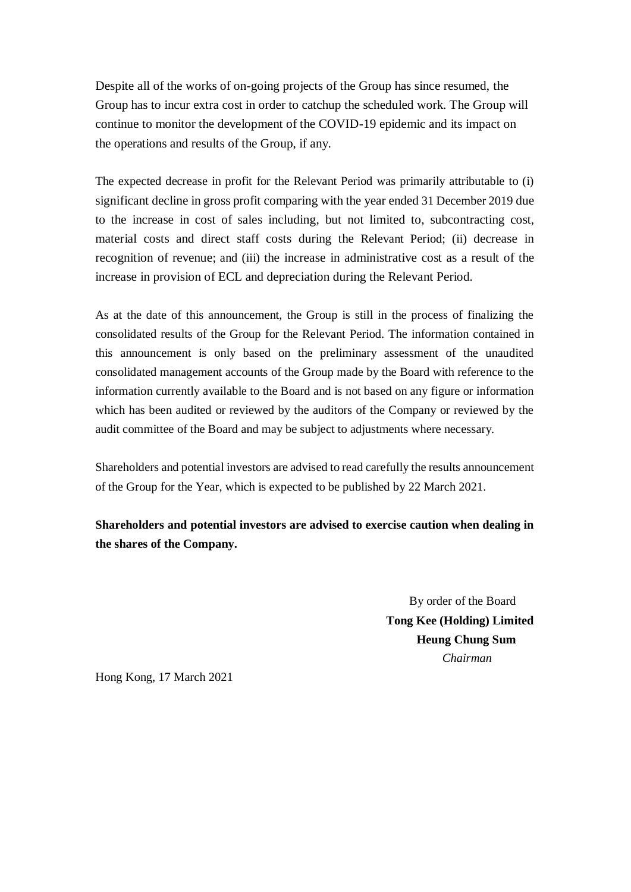Despite all of the works of on-going projects of the Group has since resumed, the Group has to incur extra cost in order to catchup the scheduled work. The Group will continue to monitor the development of the COVID-19 epidemic and its impact on the operations and results of the Group, if any.

The expected decrease in profit for the Relevant Period was primarily attributable to (i) significant decline in gross profit comparing with the year ended 31 December 2019 due to the increase in cost of sales including, but not limited to, subcontracting cost, material costs and direct staff costs during the Relevant Period; (ii) decrease in recognition of revenue; and (iii) the increase in administrative cost as a result of the increase in provision of ECL and depreciation during the Relevant Period.

As at the date of this announcement, the Group is still in the process of finalizing the consolidated results of the Group for the Relevant Period. The information contained in this announcement is only based on the preliminary assessment of the unaudited consolidated management accounts of the Group made by the Board with reference to the information currently available to the Board and is not based on any figure or information which has been audited or reviewed by the auditors of the Company or reviewed by the audit committee of the Board and may be subject to adjustments where necessary.

Shareholders and potential investors are advised to read carefully the results announcement of the Group for the Year, which is expected to be published by 22 March 2021.

**Shareholders and potential investors are advised to exercise caution when dealing in the shares of the Company.**

By order of the Board
**Tong Kee (Holding) Limited**
**Heung Chung Sum**
*Chairman*

Hong Kong, 17 March 2021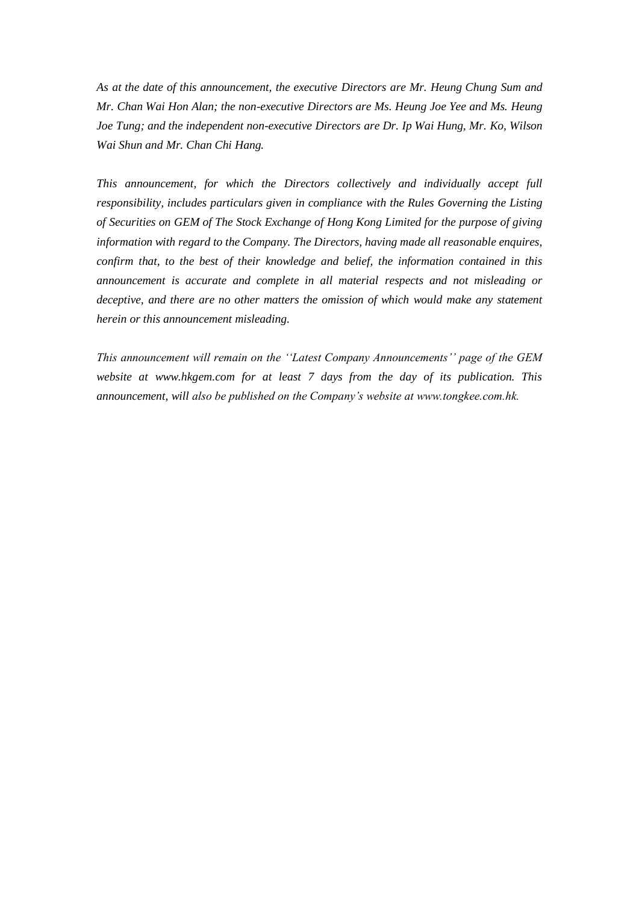*As at the date of this announcement, the executive Directors are Mr. Heung Chung Sum and Mr. Chan Wai Hon Alan; the non-executive Directors are Ms. Heung Joe Yee and Ms. Heung Joe Tung; and the independent non-executive Directors are Dr. Ip Wai Hung, Mr. Ko, Wilson Wai Shun and Mr. Chan Chi Hang.*

*This announcement, for which the Directors collectively and individually accept full responsibility, includes particulars given in compliance with the Rules Governing the Listing of Securities on GEM of The Stock Exchange of Hong Kong Limited for the purpose of giving information with regard to the Company. The Directors, having made all reasonable enquires, confirm that, to the best of their knowledge and belief, the information contained in this announcement is accurate and complete in all material respects and not misleading or deceptive, and there are no other matters the omission of which would make any statement herein or this announcement misleading.*

*This announcement will remain on the ''Latest Company Announcements'' page of the GEM website at www.hkgem.com for at least 7 days from the day of its publication. This announcement, will also be published on the Company's website at www.tongkee.com.hk.*